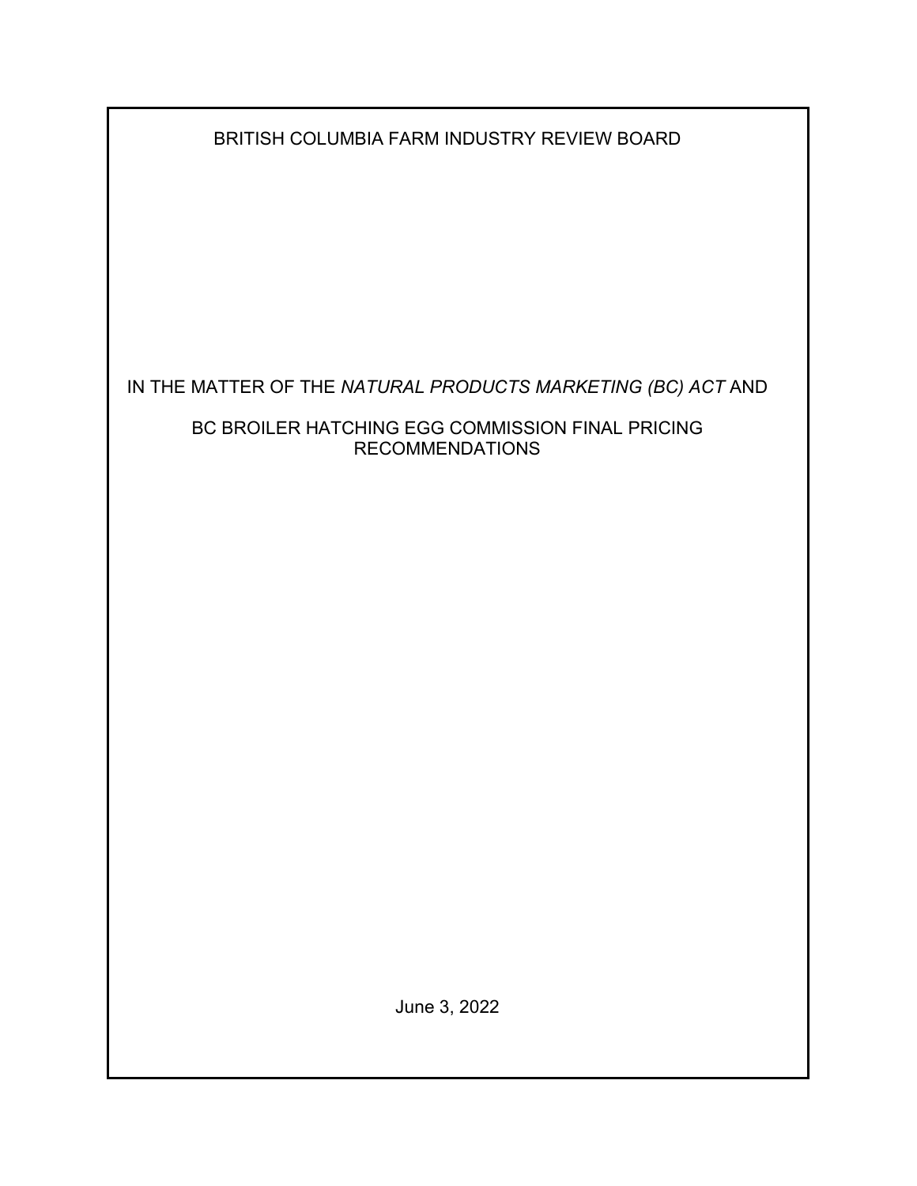BRITISH COLUMBIA FARM INDUSTRY REVIEW BOARD

IN THE MATTER OF THE *NATURAL PRODUCTS MARKETING (BC) ACT* AND

BC BROILER HATCHING EGG COMMISSION FINAL PRICING RECOMMENDATIONS

June 3, 2022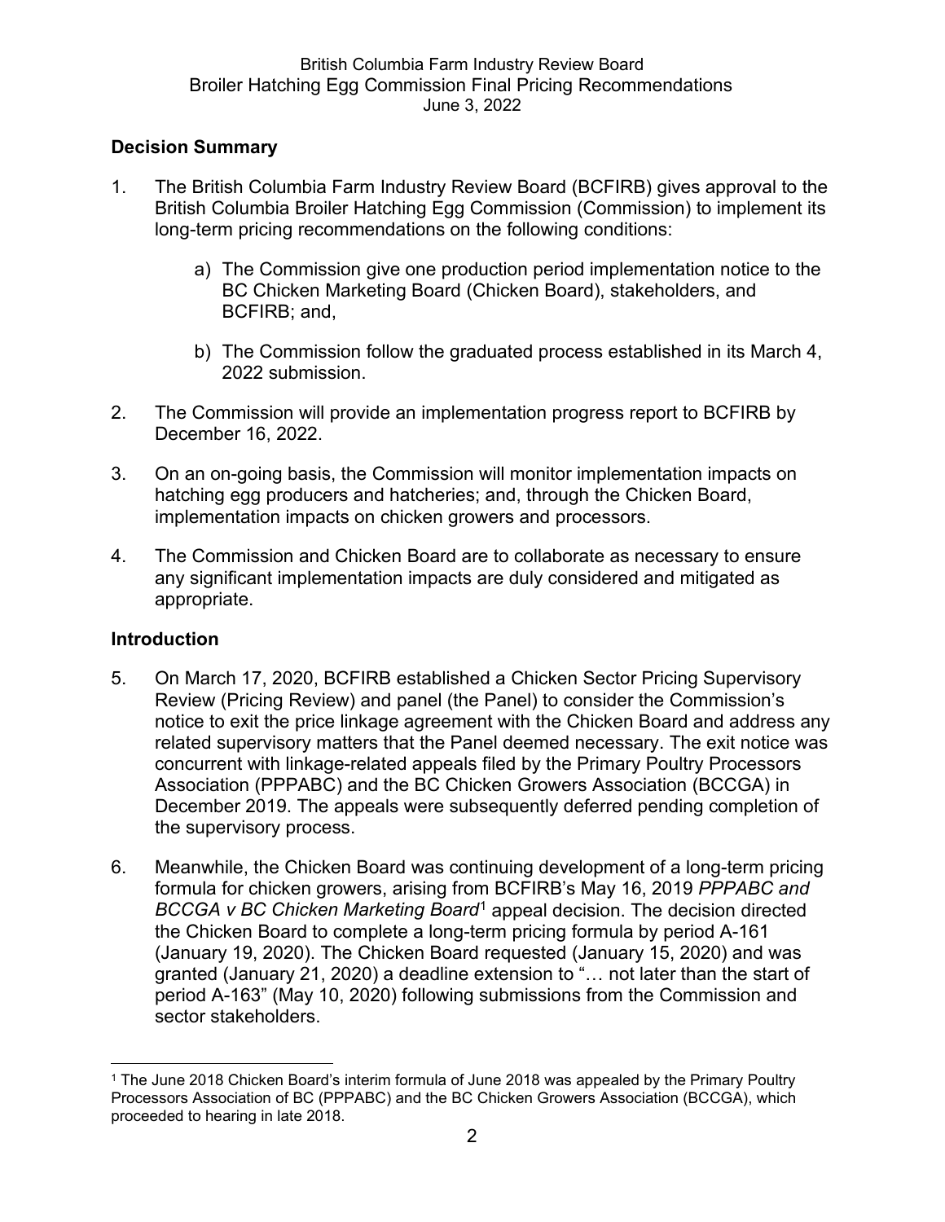## Decision Summary

1. The British Columbia Farm Industry Review Board (BCFIRB) gives approval to the British Columbia Broiler Hatching Egg Commission (Commission) to implement its long-term pricing recommendations on the following conditions:

   a) The Commission give one production period implementation notice to the BC Chicken Marketing Board (Chicken Board), stakeholders, and BCFIRB; and,

   b) The Commission follow the graduated process established in its March 4, 2022 submission.

2. The Commission will provide an implementation progress report to BCFIRB by December 16, 2022.

3. On an on-going basis, the Commission will monitor implementation impacts on hatching egg producers and hatcheries; and, through the Chicken Board, implementation impacts on chicken growers and processors.

4. The Commission and Chicken Board are to collaborate as necessary to ensure any significant implementation impacts are duly considered and mitigated as appropriate.

## Introduction

5. On March 17, 2020, BCFIRB established a Chicken Sector Pricing Supervisory Review (Pricing Review) and panel (the Panel) to consider the Commission's notice to exit the price linkage agreement with the Chicken Board and address any related supervisory matters that the Panel deemed necessary. The exit notice was concurrent with linkage-related appeals filed by the Primary Poultry Processors Association (PPPABC) and the BC Chicken Growers Association (BCCGA) in December 2019. The appeals were subsequently deferred pending completion of the supervisory process.

6. Meanwhile, the Chicken Board was continuing development of a long-term pricing formula for chicken growers, arising from BCFIRB's May 16, 2019 *PPPABC and BCCGA v BC Chicken Marketing Board*[1] appeal decision. The decision directed the Chicken Board to complete a long-term pricing formula by period A-161 (January 19, 2020). The Chicken Board requested (January 15, 2020) and was granted (January 21, 2020) a deadline extension to "… not later than the start of period A-163" (May 10, 2020) following submissions from the Commission and sector stakeholders.

---

[1] The June 2018 Chicken Board's interim formula of June 2018 was appealed by the Primary Poultry Processors Association of BC (PPPABC) and the BC Chicken Growers Association (BCCGA), which proceeded to hearing in late 2018.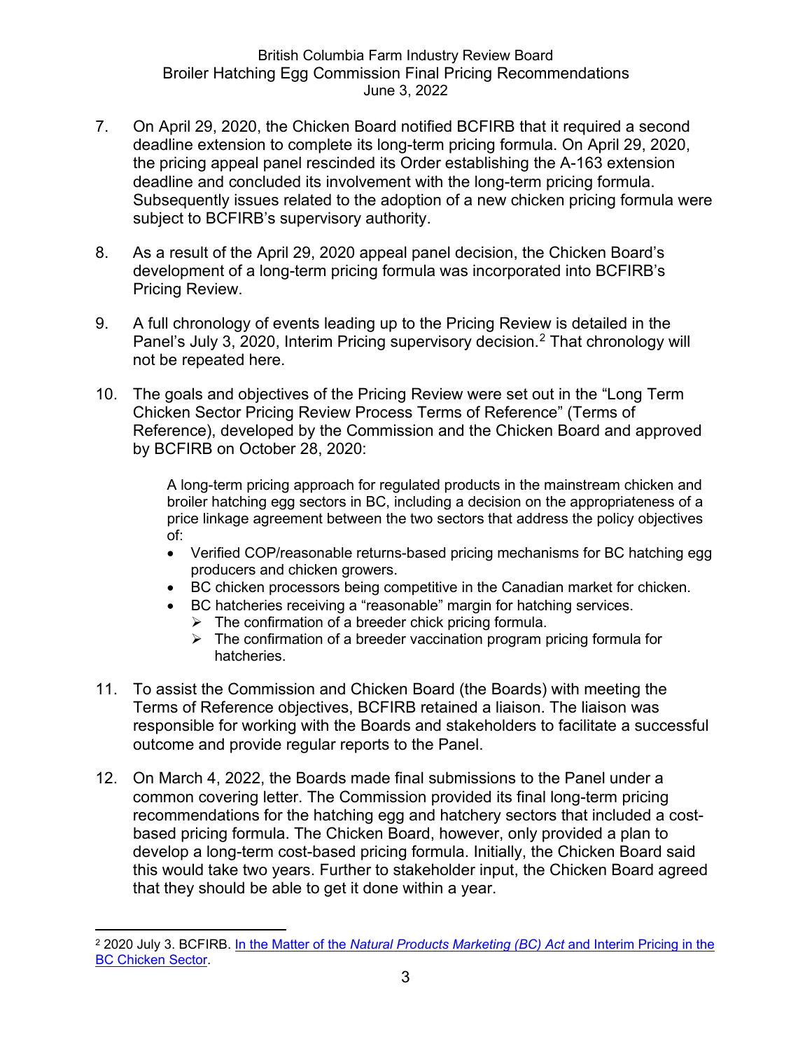7. On April 29, 2020, the Chicken Board notified BCFIRB that it required a second deadline extension to complete its long-term pricing formula. On April 29, 2020, the pricing appeal panel rescinded its Order establishing the A-163 extension deadline and concluded its involvement with the long-term pricing formula. Subsequently issues related to the adoption of a new chicken pricing formula were subject to BCFIRB's supervisory authority.

8. As a result of the April 29, 2020 appeal panel decision, the Chicken Board's development of a long-term pricing formula was incorporated into BCFIRB's Pricing Review.

9. A full chronology of events leading up to the Pricing Review is detailed in the Panel's July 3, 2020, Interim Pricing supervisory decision.[2] That chronology will not be repeated here.

10. The goals and objectives of the Pricing Review were set out in the "Long Term Chicken Sector Pricing Review Process Terms of Reference" (Terms of Reference), developed by the Commission and the Chicken Board and approved by BCFIRB on October 28, 2020:

> A long-term pricing approach for regulated products in the mainstream chicken and broiler hatching egg sectors in BC, including a decision on the appropriateness of a price linkage agreement between the two sectors that address the policy objectives of:
> - Verified COP/reasonable returns-based pricing mechanisms for BC hatching egg producers and chicken growers.
> - BC chicken processors being competitive in the Canadian market for chicken.
> - BC hatcheries receiving a "reasonable" margin for hatching services.
>   - The confirmation of a breeder chick pricing formula.
>   - The confirmation of a breeder vaccination program pricing formula for hatcheries.

11. To assist the Commission and Chicken Board (the Boards) with meeting the Terms of Reference objectives, BCFIRB retained a liaison. The liaison was responsible for working with the Boards and stakeholders to facilitate a successful outcome and provide regular reports to the Panel.

12. On March 4, 2022, the Boards made final submissions to the Panel under a common covering letter. The Commission provided its final long-term pricing recommendations for the hatching egg and hatchery sectors that included a cost-based pricing formula. The Chicken Board, however, only provided a plan to develop a long-term cost-based pricing formula. Initially, the Chicken Board said this would take two years. Further to stakeholder input, the Chicken Board agreed that they should be able to get it done within a year.

---

[2] 2020 July 3. BCFIRB. [In the Matter of the *Natural Products Marketing (BC) Act* and Interim Pricing in the BC Chicken Sector](#).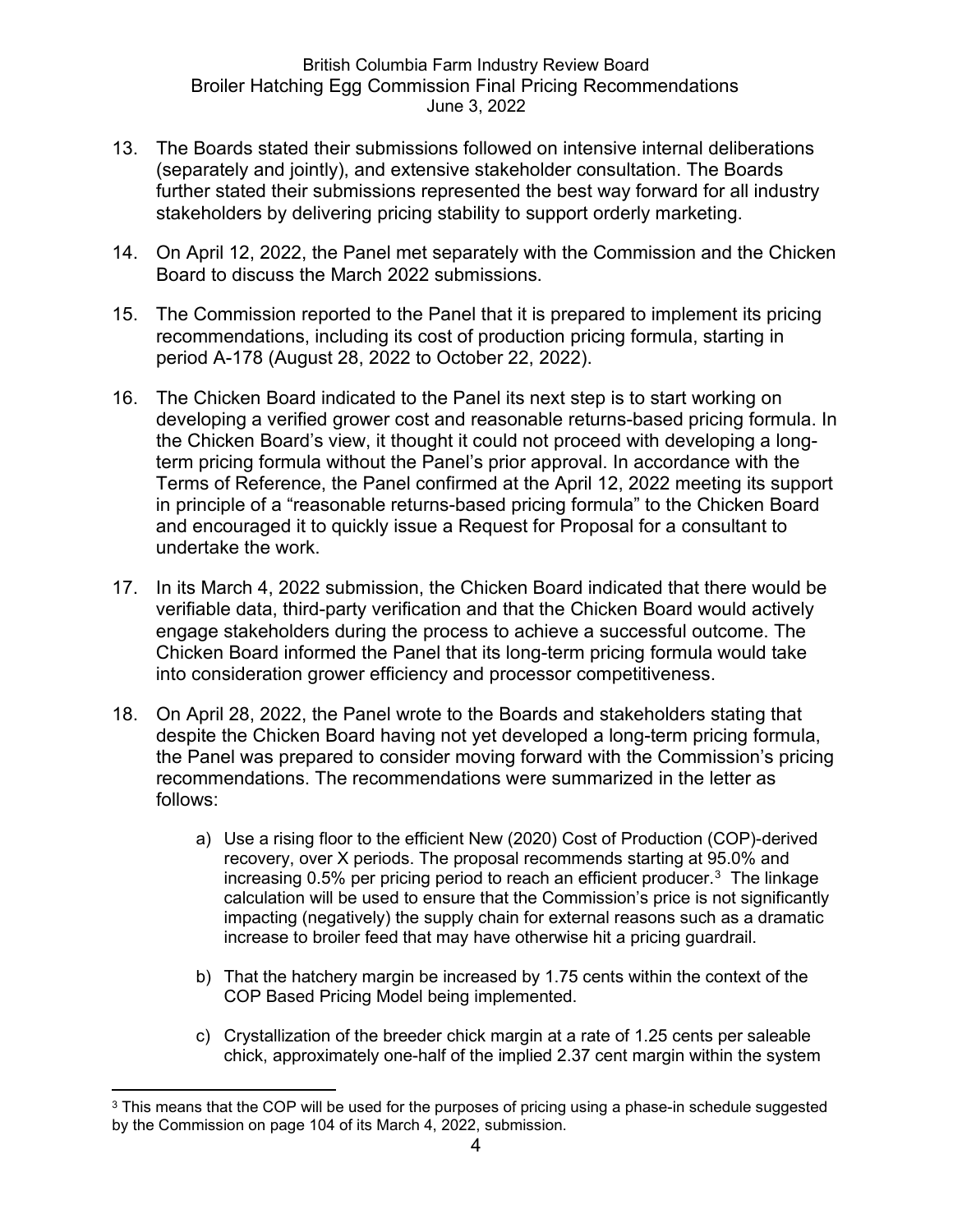13. The Boards stated their submissions followed on intensive internal deliberations (separately and jointly), and extensive stakeholder consultation. The Boards further stated their submissions represented the best way forward for all industry stakeholders by delivering pricing stability to support orderly marketing.

14. On April 12, 2022, the Panel met separately with the Commission and the Chicken Board to discuss the March 2022 submissions.

15. The Commission reported to the Panel that it is prepared to implement its pricing recommendations, including its cost of production pricing formula, starting in period A-178 (August 28, 2022 to October 22, 2022).

16. The Chicken Board indicated to the Panel its next step is to start working on developing a verified grower cost and reasonable returns-based pricing formula. In the Chicken Board's view, it thought it could not proceed with developing a long-term pricing formula without the Panel's prior approval. In accordance with the Terms of Reference, the Panel confirmed at the April 12, 2022 meeting its support in principle of a "reasonable returns-based pricing formula" to the Chicken Board and encouraged it to quickly issue a Request for Proposal for a consultant to undertake the work.

17. In its March 4, 2022 submission, the Chicken Board indicated that there would be verifiable data, third-party verification and that the Chicken Board would actively engage stakeholders during the process to achieve a successful outcome. The Chicken Board informed the Panel that its long-term pricing formula would take into consideration grower efficiency and processor competitiveness.

18. On April 28, 2022, the Panel wrote to the Boards and stakeholders stating that despite the Chicken Board having not yet developed a long-term pricing formula, the Panel was prepared to consider moving forward with the Commission's pricing recommendations. The recommendations were summarized in the letter as follows:

    a) Use a rising floor to the efficient New (2020) Cost of Production (COP)-derived recovery, over X periods. The proposal recommends starting at 95.0% and increasing 0.5% per pricing period to reach an efficient producer.[3] The linkage calculation will be used to ensure that the Commission's price is not significantly impacting (negatively) the supply chain for external reasons such as a dramatic increase to broiler feed that may have otherwise hit a pricing guardrail.

    b) That the hatchery margin be increased by 1.75 cents within the context of the COP Based Pricing Model being implemented.

    c) Crystallization of the breeder chick margin at a rate of 1.25 cents per saleable chick, approximately one-half of the implied 2.37 cent margin within the system

[3] This means that the COP will be used for the purposes of pricing using a phase-in schedule suggested by the Commission on page 104 of its March 4, 2022, submission.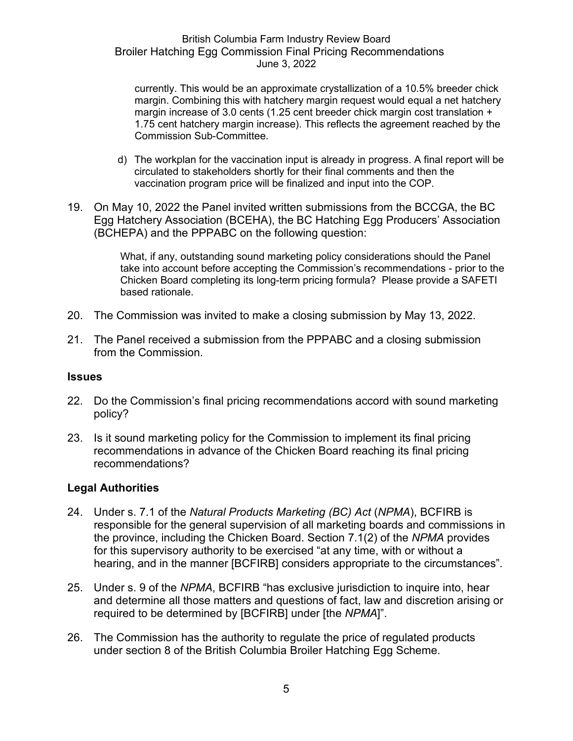currently. This would be an approximate crystallization of a 10.5% breeder chick margin. Combining this with hatchery margin request would equal a net hatchery margin increase of 3.0 cents (1.25 cent breeder chick margin cost translation + 1.75 cent hatchery margin increase). This reflects the agreement reached by the Commission Sub-Committee.

d) The workplan for the vaccination input is already in progress. A final report will be circulated to stakeholders shortly for their final comments and then the vaccination program price will be finalized and input into the COP.

19. On May 10, 2022 the Panel invited written submissions from the BCCGA, the BC Egg Hatchery Association (BCEHA), the BC Hatching Egg Producers' Association (BCHEPA) and the PPPABC on the following question:

> What, if any, outstanding sound marketing policy considerations should the Panel take into account before accepting the Commission's recommendations - prior to the Chicken Board completing its long-term pricing formula? Please provide a SAFETI based rationale.

20. The Commission was invited to make a closing submission by May 13, 2022.

21. The Panel received a submission from the PPPABC and a closing submission from the Commission.

## Issues

22. Do the Commission's final pricing recommendations accord with sound marketing policy?

23. Is it sound marketing policy for the Commission to implement its final pricing recommendations in advance of the Chicken Board reaching its final pricing recommendations?

## Legal Authorities

24. Under s. 7.1 of the *Natural Products Marketing (BC) Act* (*NPMA*), BCFIRB is responsible for the general supervision of all marketing boards and commissions in the province, including the Chicken Board. Section 7.1(2) of the *NPMA* provides for this supervisory authority to be exercised "at any time, with or without a hearing, and in the manner [BCFIRB] considers appropriate to the circumstances".

25. Under s. 9 of the *NPMA*, BCFIRB "has exclusive jurisdiction to inquire into, hear and determine all those matters and questions of fact, law and discretion arising or required to be determined by [BCFIRB] under [the *NPMA*]".

26. The Commission has the authority to regulate the price of regulated products under section 8 of the British Columbia Broiler Hatching Egg Scheme.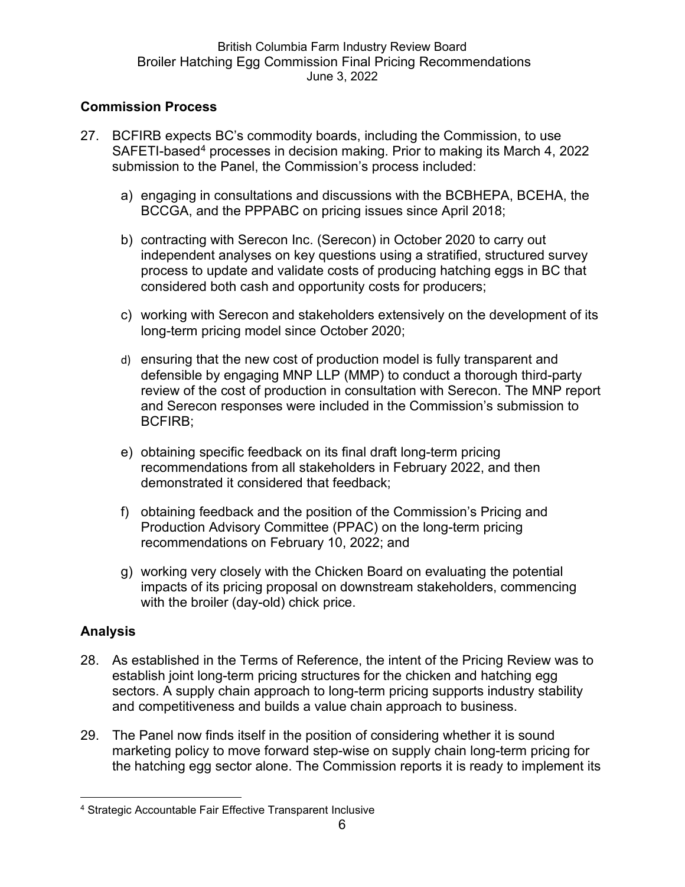## Commission Process

27. BCFIRB expects BC's commodity boards, including the Commission, to use SAFETI-based[4] processes in decision making. Prior to making its March 4, 2022 submission to the Panel, the Commission's process included:

    a) engaging in consultations and discussions with the BCBHEPA, BCEHA, the BCCGA, and the PPPABC on pricing issues since April 2018;

    b) contracting with Serecon Inc. (Serecon) in October 2020 to carry out independent analyses on key questions using a stratified, structured survey process to update and validate costs of producing hatching eggs in BC that considered both cash and opportunity costs for producers;

    c) working with Serecon and stakeholders extensively on the development of its long-term pricing model since October 2020;

    d) ensuring that the new cost of production model is fully transparent and defensible by engaging MNP LLP (MMP) to conduct a thorough third-party review of the cost of production in consultation with Serecon. The MNP report and Serecon responses were included in the Commission's submission to BCFIRB;

    e) obtaining specific feedback on its final draft long-term pricing recommendations from all stakeholders in February 2022, and then demonstrated it considered that feedback;

    f) obtaining feedback and the position of the Commission's Pricing and Production Advisory Committee (PPAC) on the long-term pricing recommendations on February 10, 2022; and

    g) working very closely with the Chicken Board on evaluating the potential impacts of its pricing proposal on downstream stakeholders, commencing with the broiler (day-old) chick price.

## Analysis

28. As established in the Terms of Reference, the intent of the Pricing Review was to establish joint long-term pricing structures for the chicken and hatching egg sectors. A supply chain approach to long-term pricing supports industry stability and competitiveness and builds a value chain approach to business.

29. The Panel now finds itself in the position of considering whether it is sound marketing policy to move forward step-wise on supply chain long-term pricing for the hatching egg sector alone. The Commission reports it is ready to implement its

---

[4] Strategic Accountable Fair Effective Transparent Inclusive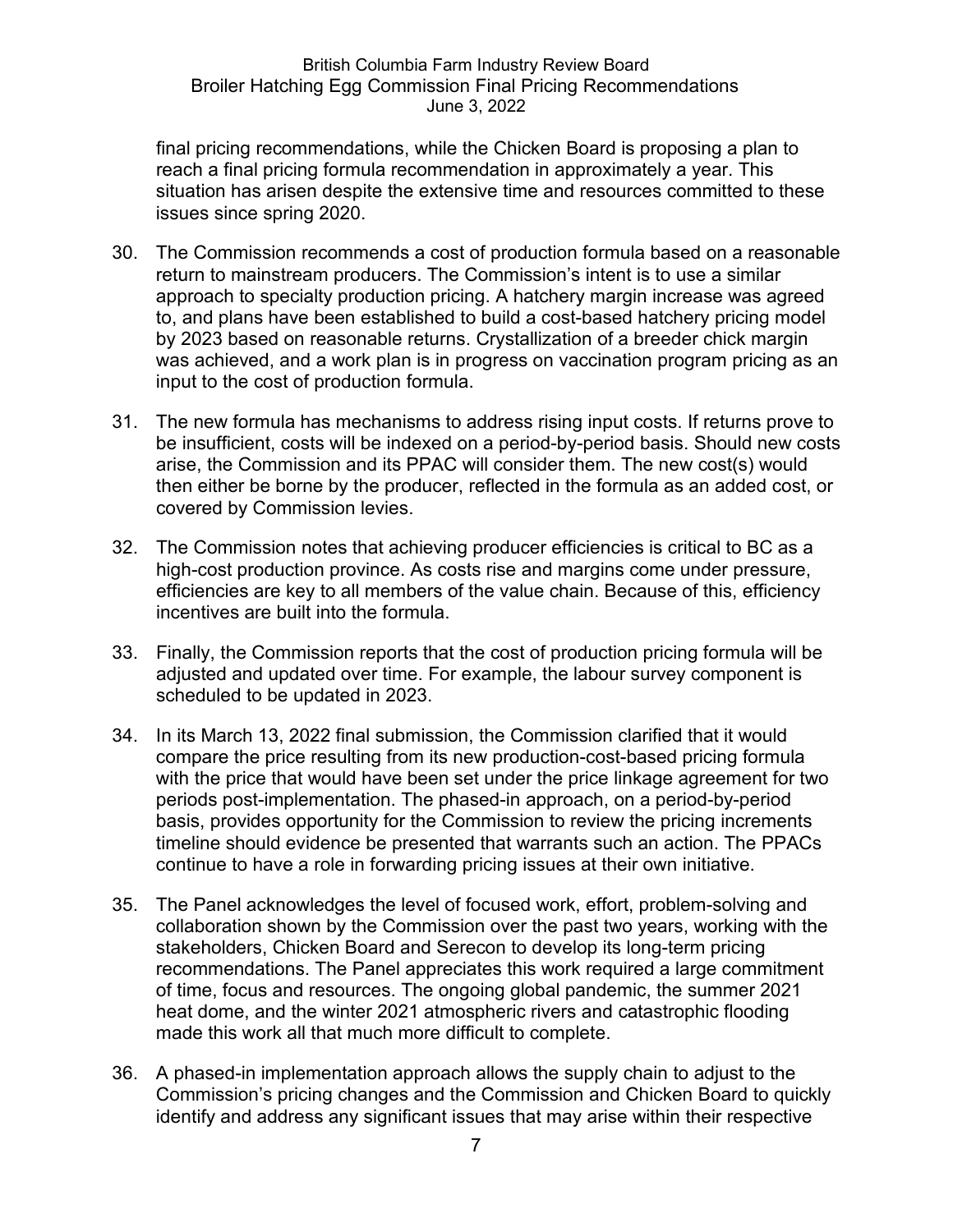final pricing recommendations, while the Chicken Board is proposing a plan to reach a final pricing formula recommendation in approximately a year. This situation has arisen despite the extensive time and resources committed to these issues since spring 2020.

30. The Commission recommends a cost of production formula based on a reasonable return to mainstream producers. The Commission's intent is to use a similar approach to specialty production pricing. A hatchery margin increase was agreed to, and plans have been established to build a cost-based hatchery pricing model by 2023 based on reasonable returns. Crystallization of a breeder chick margin was achieved, and a work plan is in progress on vaccination program pricing as an input to the cost of production formula.

31. The new formula has mechanisms to address rising input costs. If returns prove to be insufficient, costs will be indexed on a period-by-period basis. Should new costs arise, the Commission and its PPAC will consider them. The new cost(s) would then either be borne by the producer, reflected in the formula as an added cost, or covered by Commission levies.

32. The Commission notes that achieving producer efficiencies is critical to BC as a high-cost production province. As costs rise and margins come under pressure, efficiencies are key to all members of the value chain. Because of this, efficiency incentives are built into the formula.

33. Finally, the Commission reports that the cost of production pricing formula will be adjusted and updated over time. For example, the labour survey component is scheduled to be updated in 2023.

34. In its March 13, 2022 final submission, the Commission clarified that it would compare the price resulting from its new production-cost-based pricing formula with the price that would have been set under the price linkage agreement for two periods post-implementation. The phased-in approach, on a period-by-period basis, provides opportunity for the Commission to review the pricing increments timeline should evidence be presented that warrants such an action. The PPACs continue to have a role in forwarding pricing issues at their own initiative.

35. The Panel acknowledges the level of focused work, effort, problem-solving and collaboration shown by the Commission over the past two years, working with the stakeholders, Chicken Board and Serecon to develop its long-term pricing recommendations. The Panel appreciates this work required a large commitment of time, focus and resources. The ongoing global pandemic, the summer 2021 heat dome, and the winter 2021 atmospheric rivers and catastrophic flooding made this work all that much more difficult to complete.

36. A phased-in implementation approach allows the supply chain to adjust to the Commission's pricing changes and the Commission and Chicken Board to quickly identify and address any significant issues that may arise within their respective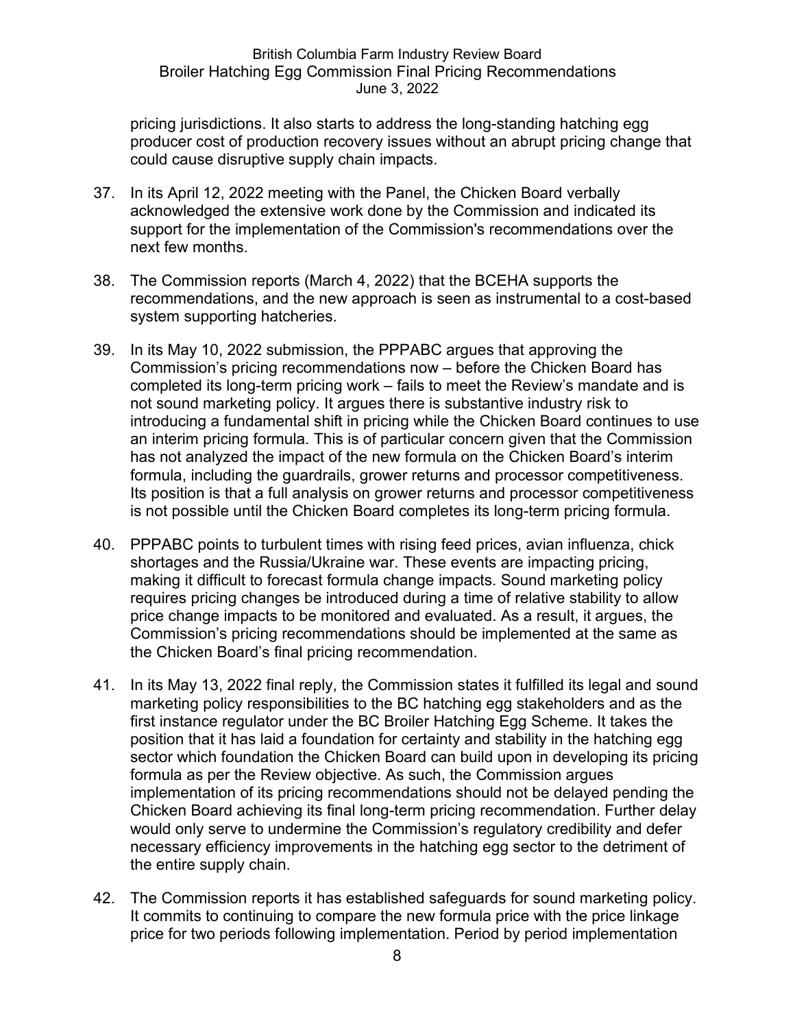pricing jurisdictions. It also starts to address the long-standing hatching egg producer cost of production recovery issues without an abrupt pricing change that could cause disruptive supply chain impacts.

37. In its April 12, 2022 meeting with the Panel, the Chicken Board verbally acknowledged the extensive work done by the Commission and indicated its support for the implementation of the Commission's recommendations over the next few months.

38. The Commission reports (March 4, 2022) that the BCEHA supports the recommendations, and the new approach is seen as instrumental to a cost-based system supporting hatcheries.

39. In its May 10, 2022 submission, the PPPABC argues that approving the Commission's pricing recommendations now – before the Chicken Board has completed its long-term pricing work – fails to meet the Review's mandate and is not sound marketing policy. It argues there is substantive industry risk to introducing a fundamental shift in pricing while the Chicken Board continues to use an interim pricing formula. This is of particular concern given that the Commission has not analyzed the impact of the new formula on the Chicken Board's interim formula, including the guardrails, grower returns and processor competitiveness. Its position is that a full analysis on grower returns and processor competitiveness is not possible until the Chicken Board completes its long-term pricing formula.

40. PPPABC points to turbulent times with rising feed prices, avian influenza, chick shortages and the Russia/Ukraine war. These events are impacting pricing, making it difficult to forecast formula change impacts. Sound marketing policy requires pricing changes be introduced during a time of relative stability to allow price change impacts to be monitored and evaluated. As a result, it argues, the Commission's pricing recommendations should be implemented at the same as the Chicken Board's final pricing recommendation.

41. In its May 13, 2022 final reply, the Commission states it fulfilled its legal and sound marketing policy responsibilities to the BC hatching egg stakeholders and as the first instance regulator under the BC Broiler Hatching Egg Scheme. It takes the position that it has laid a foundation for certainty and stability in the hatching egg sector which foundation the Chicken Board can build upon in developing its pricing formula as per the Review objective. As such, the Commission argues implementation of its pricing recommendations should not be delayed pending the Chicken Board achieving its final long-term pricing recommendation. Further delay would only serve to undermine the Commission's regulatory credibility and defer necessary efficiency improvements in the hatching egg sector to the detriment of the entire supply chain.

42. The Commission reports it has established safeguards for sound marketing policy. It commits to continuing to compare the new formula price with the price linkage price for two periods following implementation. Period by period implementation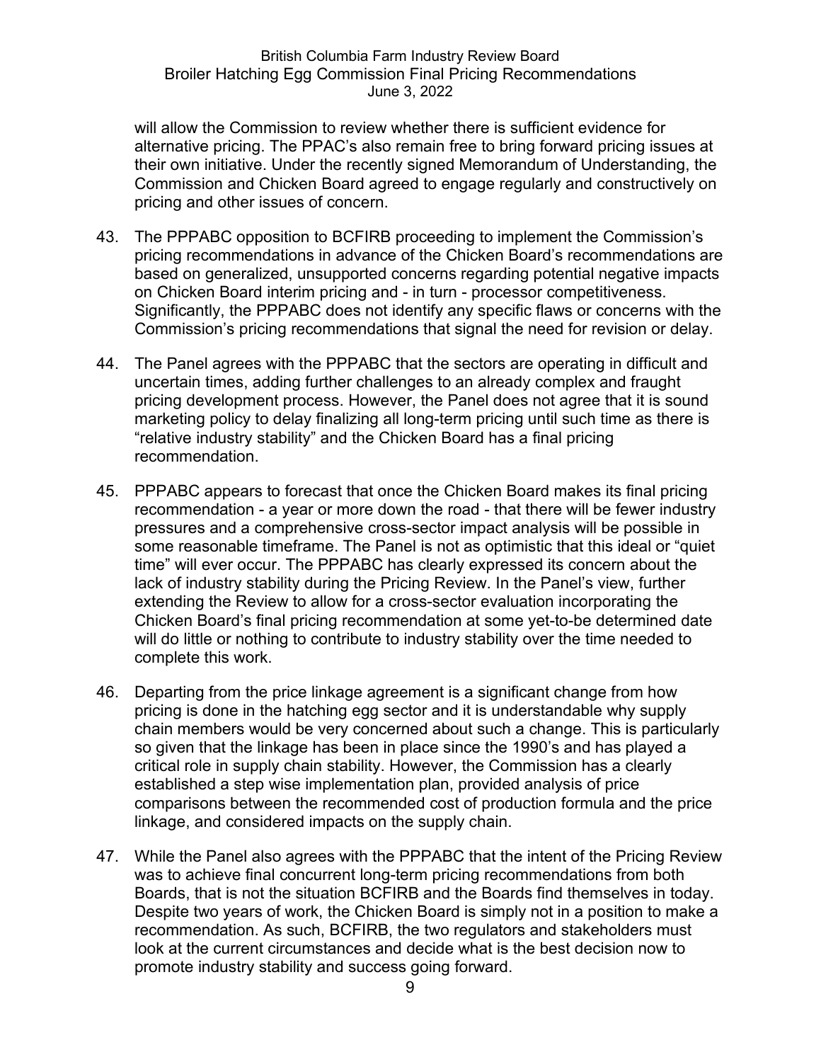will allow the Commission to review whether there is sufficient evidence for alternative pricing. The PPAC's also remain free to bring forward pricing issues at their own initiative. Under the recently signed Memorandum of Understanding, the Commission and Chicken Board agreed to engage regularly and constructively on pricing and other issues of concern.

43. The PPPABC opposition to BCFIRB proceeding to implement the Commission's pricing recommendations in advance of the Chicken Board's recommendations are based on generalized, unsupported concerns regarding potential negative impacts on Chicken Board interim pricing and - in turn - processor competitiveness. Significantly, the PPPABC does not identify any specific flaws or concerns with the Commission's pricing recommendations that signal the need for revision or delay.

44. The Panel agrees with the PPPABC that the sectors are operating in difficult and uncertain times, adding further challenges to an already complex and fraught pricing development process. However, the Panel does not agree that it is sound marketing policy to delay finalizing all long-term pricing until such time as there is "relative industry stability" and the Chicken Board has a final pricing recommendation.

45. PPPABC appears to forecast that once the Chicken Board makes its final pricing recommendation - a year or more down the road - that there will be fewer industry pressures and a comprehensive cross-sector impact analysis will be possible in some reasonable timeframe. The Panel is not as optimistic that this ideal or "quiet time" will ever occur. The PPPABC has clearly expressed its concern about the lack of industry stability during the Pricing Review. In the Panel's view, further extending the Review to allow for a cross-sector evaluation incorporating the Chicken Board's final pricing recommendation at some yet-to-be determined date will do little or nothing to contribute to industry stability over the time needed to complete this work.

46. Departing from the price linkage agreement is a significant change from how pricing is done in the hatching egg sector and it is understandable why supply chain members would be very concerned about such a change. This is particularly so given that the linkage has been in place since the 1990's and has played a critical role in supply chain stability. However, the Commission has a clearly established a step wise implementation plan, provided analysis of price comparisons between the recommended cost of production formula and the price linkage, and considered impacts on the supply chain.

47. While the Panel also agrees with the PPPABC that the intent of the Pricing Review was to achieve final concurrent long-term pricing recommendations from both Boards, that is not the situation BCFIRB and the Boards find themselves in today. Despite two years of work, the Chicken Board is simply not in a position to make a recommendation. As such, BCFIRB, the two regulators and stakeholders must look at the current circumstances and decide what is the best decision now to promote industry stability and success going forward.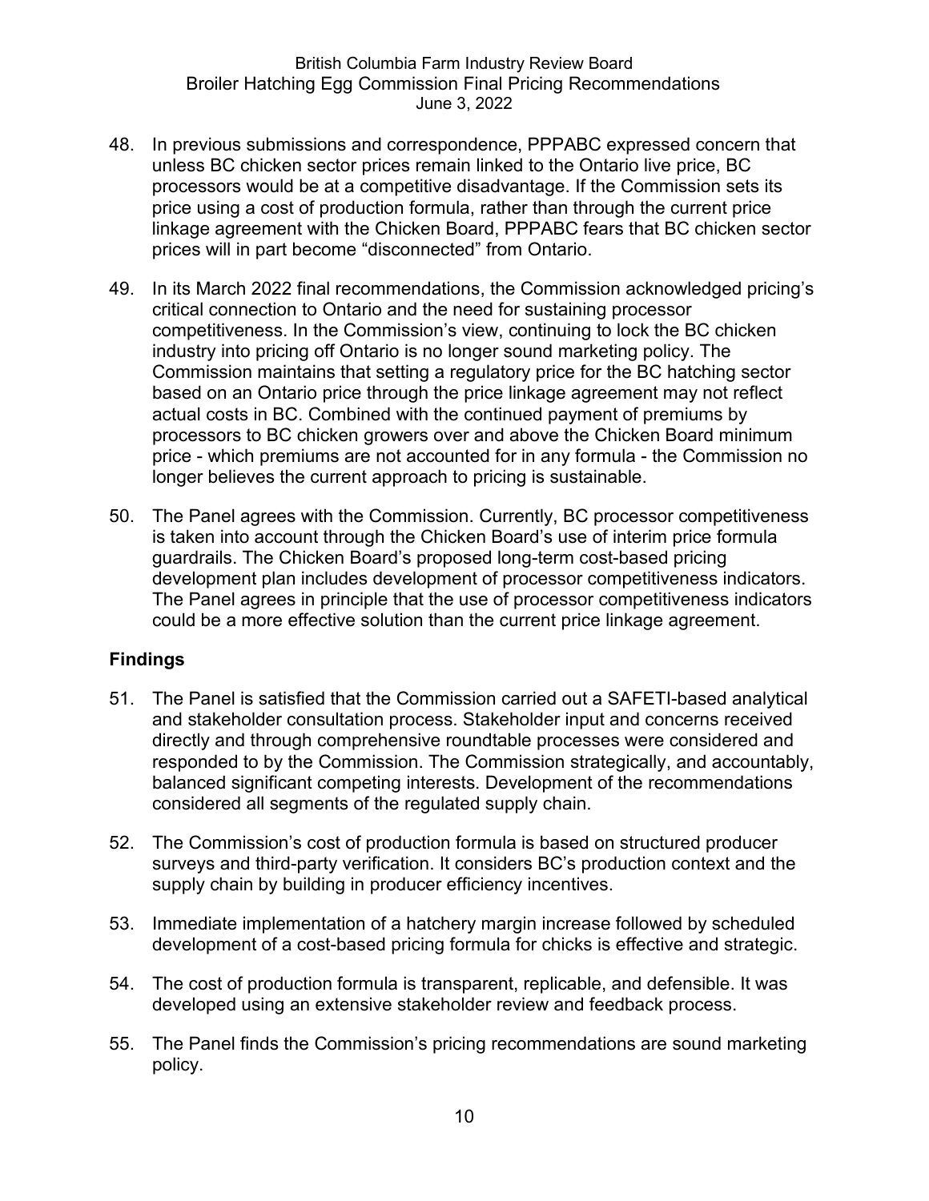48. In previous submissions and correspondence, PPPABC expressed concern that unless BC chicken sector prices remain linked to the Ontario live price, BC processors would be at a competitive disadvantage. If the Commission sets its price using a cost of production formula, rather than through the current price linkage agreement with the Chicken Board, PPPABC fears that BC chicken sector prices will in part become "disconnected" from Ontario.

49. In its March 2022 final recommendations, the Commission acknowledged pricing's critical connection to Ontario and the need for sustaining processor competitiveness. In the Commission's view, continuing to lock the BC chicken industry into pricing off Ontario is no longer sound marketing policy. The Commission maintains that setting a regulatory price for the BC hatching sector based on an Ontario price through the price linkage agreement may not reflect actual costs in BC. Combined with the continued payment of premiums by processors to BC chicken growers over and above the Chicken Board minimum price - which premiums are not accounted for in any formula - the Commission no longer believes the current approach to pricing is sustainable.

50. The Panel agrees with the Commission. Currently, BC processor competitiveness is taken into account through the Chicken Board's use of interim price formula guardrails. The Chicken Board's proposed long-term cost-based pricing development plan includes development of processor competitiveness indicators. The Panel agrees in principle that the use of processor competitiveness indicators could be a more effective solution than the current price linkage agreement.

## Findings

51. The Panel is satisfied that the Commission carried out a SAFETI-based analytical and stakeholder consultation process. Stakeholder input and concerns received directly and through comprehensive roundtable processes were considered and responded to by the Commission. The Commission strategically, and accountably, balanced significant competing interests. Development of the recommendations considered all segments of the regulated supply chain.

52. The Commission's cost of production formula is based on structured producer surveys and third-party verification. It considers BC's production context and the supply chain by building in producer efficiency incentives.

53. Immediate implementation of a hatchery margin increase followed by scheduled development of a cost-based pricing formula for chicks is effective and strategic.

54. The cost of production formula is transparent, replicable, and defensible. It was developed using an extensive stakeholder review and feedback process.

55. The Panel finds the Commission's pricing recommendations are sound marketing policy.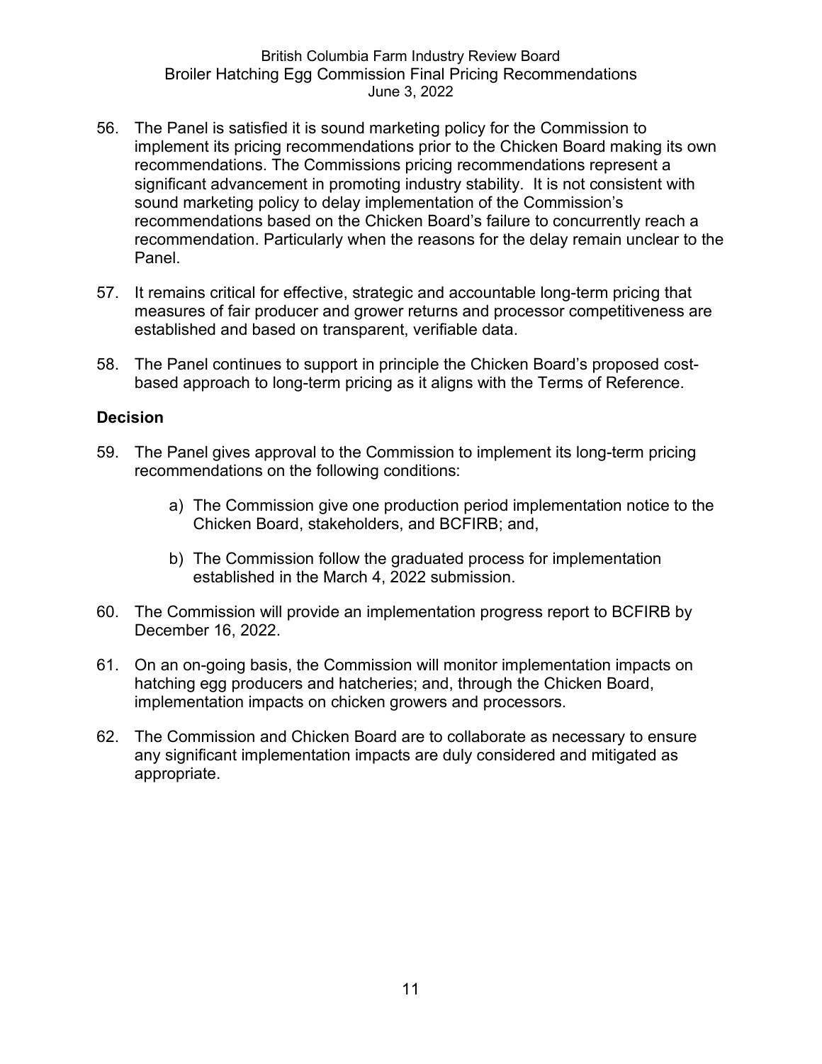56. The Panel is satisfied it is sound marketing policy for the Commission to implement its pricing recommendations prior to the Chicken Board making its own recommendations. The Commissions pricing recommendations represent a significant advancement in promoting industry stability. It is not consistent with sound marketing policy to delay implementation of the Commission's recommendations based on the Chicken Board's failure to concurrently reach a recommendation. Particularly when the reasons for the delay remain unclear to the Panel.

57. It remains critical for effective, strategic and accountable long-term pricing that measures of fair producer and grower returns and processor competitiveness are established and based on transparent, verifiable data.

58. The Panel continues to support in principle the Chicken Board's proposed cost-based approach to long-term pricing as it aligns with the Terms of Reference.

**Decision**

59. The Panel gives approval to the Commission to implement its long-term pricing recommendations on the following conditions:

    a) The Commission give one production period implementation notice to the Chicken Board, stakeholders, and BCFIRB; and,

    b) The Commission follow the graduated process for implementation established in the March 4, 2022 submission.

60. The Commission will provide an implementation progress report to BCFIRB by December 16, 2022.

61. On an on-going basis, the Commission will monitor implementation impacts on hatching egg producers and hatcheries; and, through the Chicken Board, implementation impacts on chicken growers and processors.

62. The Commission and Chicken Board are to collaborate as necessary to ensure any significant implementation impacts are duly considered and mitigated as appropriate.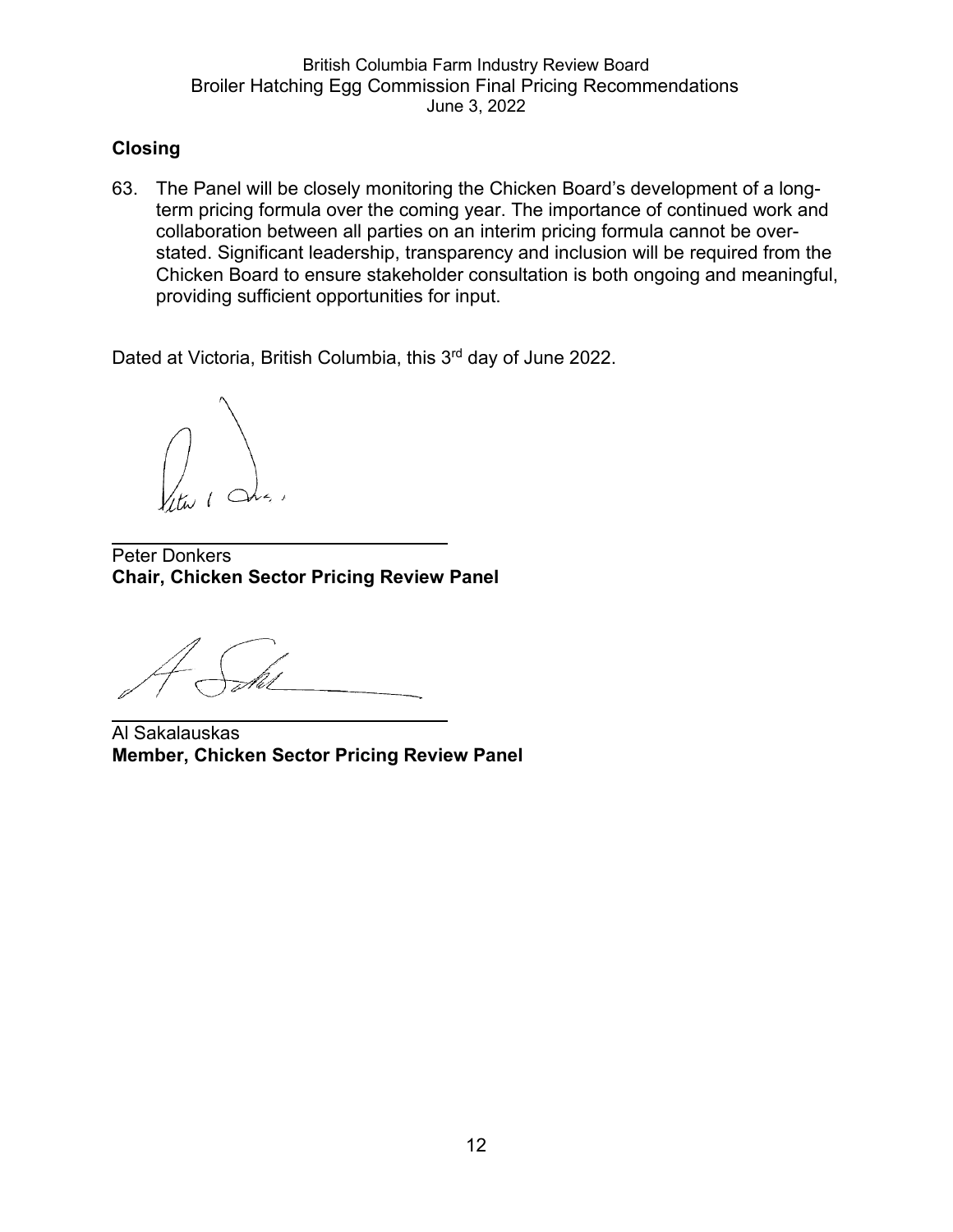## Closing

63. The Panel will be closely monitoring the Chicken Board's development of a long-term pricing formula over the coming year. The importance of continued work and collaboration between all parties on an interim pricing formula cannot be over-stated. Significant leadership, transparency and inclusion will be required from the Chicken Board to ensure stakeholder consultation is both ongoing and meaningful, providing sufficient opportunities for input.

Dated at Victoria, British Columbia, this 3rd day of June 2022.

Peter Donkers
**Chair, Chicken Sector Pricing Review Panel**

Al Sakalauskas
**Member, Chicken Sector Pricing Review Panel**